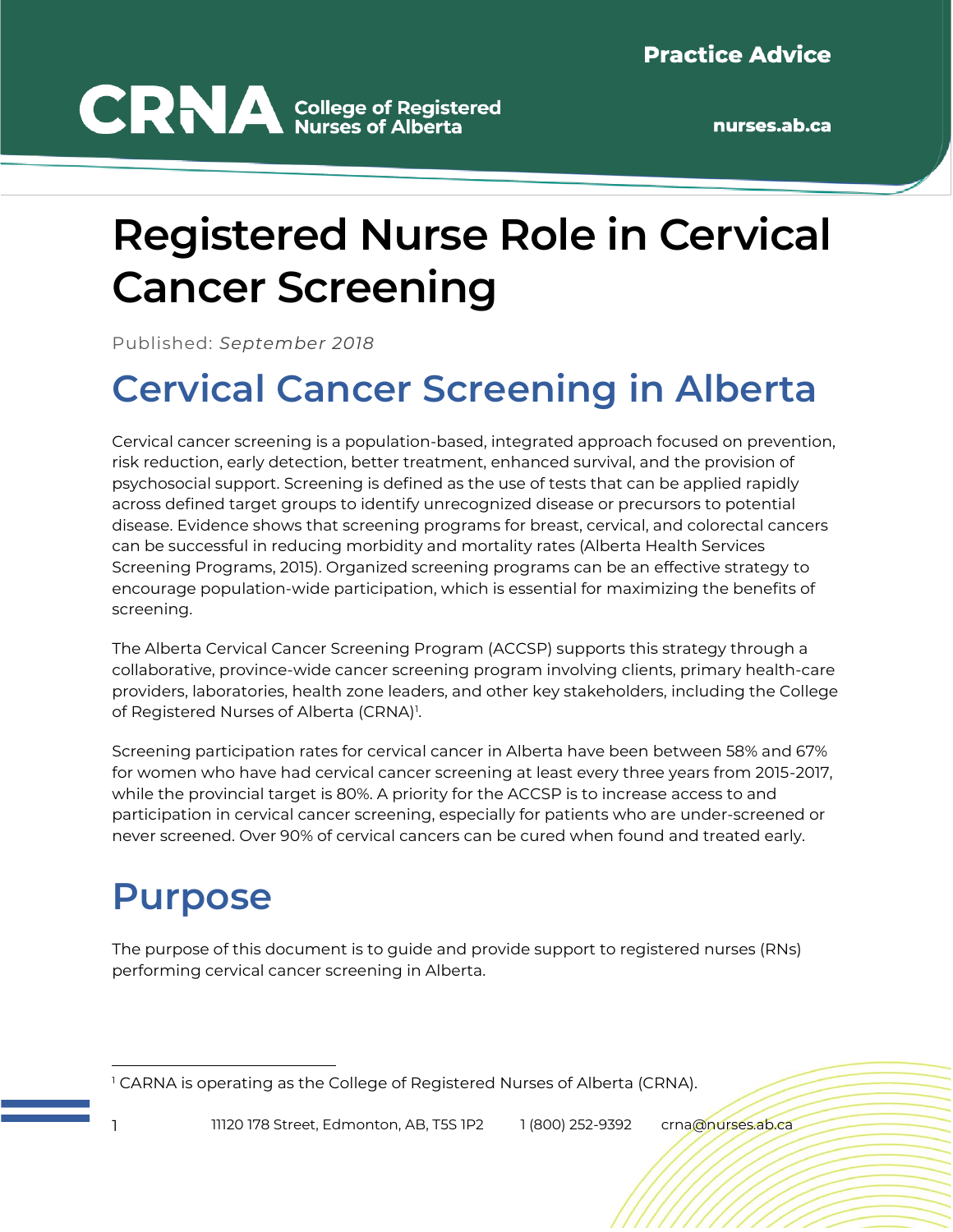Practice Advice

**CRNA** College of Registered Nurses of Alberta

nurses.ab.ca

# Registered Nurse Role in Cervical Cancer Screening

Published: *September 2018*

## Cervical Cancer Screening in Alberta

Cervical cancer screening is a population-based, integrated approach focused on prevention, risk reduction, early detection, better treatment, enhanced survival, and the provision of psychosocial support. Screening is defined as the use of tests that can be applied rapidly across defined target groups to identify unrecognized disease or precursors to potential disease. Evidence shows that screening programs for breast, cervical, and colorectal cancers can be successful in reducing morbidity and mortality rates (Alberta Health Services Screening Programs, 2015). Organized screening programs can be an effective strategy to encourage population-wide participation, which is essential for maximizing the benefits of screening.

The Alberta Cervical Cancer Screening Program (ACCSP) supports this strategy through a collaborative, province-wide cancer screening program involving clients, primary health-care providers, laboratories, health zone leaders, and other key stakeholders, including the College of Registered Nurses of Alberta (CRNA)[1].

Screening participation rates for cervical cancer in Alberta have been between 58% and 67% for women who have had cervical cancer screening at least every three years from 2015-2017, while the provincial target is 80%. A priority for the ACCSP is to increase access to and participation in cervical cancer screening, especially for patients who are under-screened or never screened. Over 90% of cervical cancers can be cured when found and treated early.

## Purpose

The purpose of this document is to guide and provide support to registered nurses (RNs) performing cervical cancer screening in Alberta.

[1] CARNA is operating as the College of Registered Nurses of Alberta (CRNA).

11120 178 Street, Edmonton, AB, T5S 1P2    1 (800) 252-9392    crna@nurses.ab.ca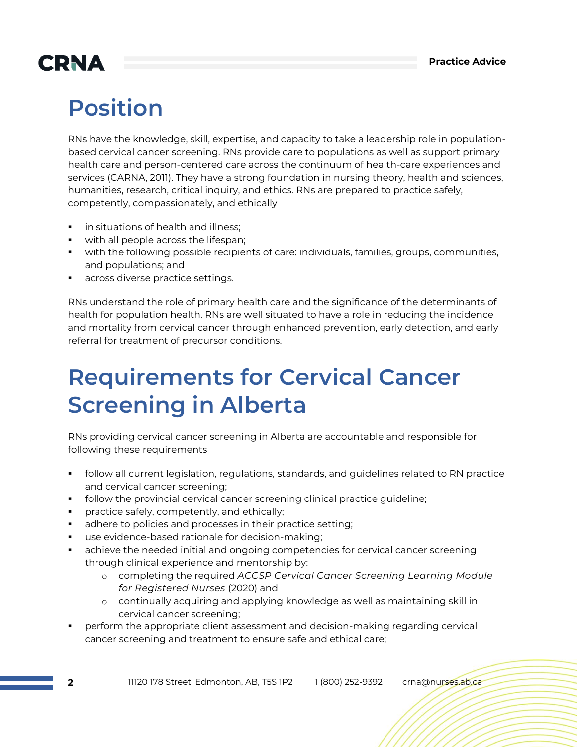# Position

RNs have the knowledge, skill, expertise, and capacity to take a leadership role in population-based cervical cancer screening. RNs provide care to populations as well as support primary health care and person-centered care across the continuum of health-care experiences and services (CARNA, 2011). They have a strong foundation in nursing theory, health and sciences, humanities, research, critical inquiry, and ethics. RNs are prepared to practice safely, competently, compassionately, and ethically

- in situations of health and illness;
- with all people across the lifespan;
- with the following possible recipients of care: individuals, families, groups, communities, and populations; and
- across diverse practice settings.

RNs understand the role of primary health care and the significance of the determinants of health for population health. RNs are well situated to have a role in reducing the incidence and mortality from cervical cancer through enhanced prevention, early detection, and early referral for treatment of precursor conditions.

# Requirements for Cervical Cancer Screening in Alberta

RNs providing cervical cancer screening in Alberta are accountable and responsible for following these requirements

- follow all current legislation, regulations, standards, and guidelines related to RN practice and cervical cancer screening;
- follow the provincial cervical cancer screening clinical practice guideline;
- practice safely, competently, and ethically;
- adhere to policies and processes in their practice setting;
- use evidence-based rationale for decision-making;
- achieve the needed initial and ongoing competencies for cervical cancer screening through clinical experience and mentorship by:
    - completing the required *ACCSP Cervical Cancer Screening Learning Module for Registered Nurses* (2020) and
    - continually acquiring and applying knowledge as well as maintaining skill in cervical cancer screening;
- perform the appropriate client assessment and decision-making regarding cervical cancer screening and treatment to ensure safe and ethical care;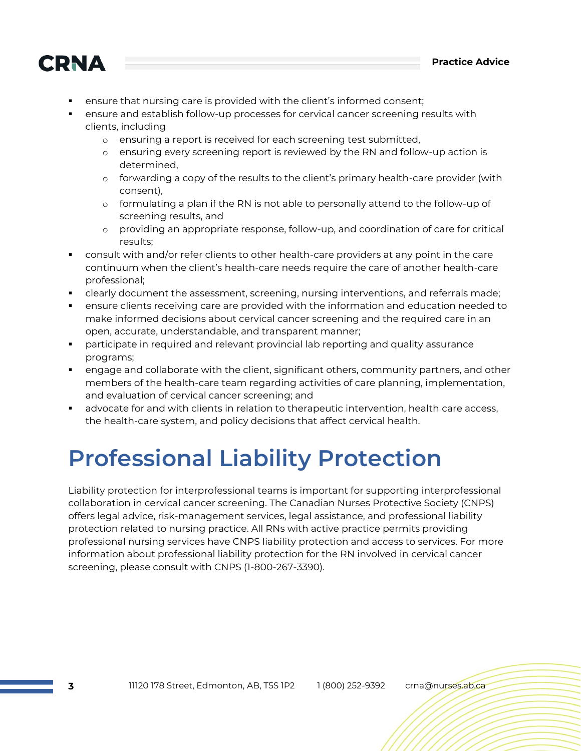- ensure that nursing care is provided with the client's informed consent;
- ensure and establish follow-up processes for cervical cancer screening results with clients, including
  - ensuring a report is received for each screening test submitted,
  - ensuring every screening report is reviewed by the RN and follow-up action is determined,
  - forwarding a copy of the results to the client's primary health-care provider (with consent),
  - formulating a plan if the RN is not able to personally attend to the follow-up of screening results, and
  - providing an appropriate response, follow-up, and coordination of care for critical results;
- consult with and/or refer clients to other health-care providers at any point in the care continuum when the client's health-care needs require the care of another health-care professional;
- clearly document the assessment, screening, nursing interventions, and referrals made;
- ensure clients receiving care are provided with the information and education needed to make informed decisions about cervical cancer screening and the required care in an open, accurate, understandable, and transparent manner;
- participate in required and relevant provincial lab reporting and quality assurance programs;
- engage and collaborate with the client, significant others, community partners, and other members of the health-care team regarding activities of care planning, implementation, and evaluation of cervical cancer screening; and
- advocate for and with clients in relation to therapeutic intervention, health care access, the health-care system, and policy decisions that affect cervical health.

# Professional Liability Protection

Liability protection for interprofessional teams is important for supporting interprofessional collaboration in cervical cancer screening. The Canadian Nurses Protective Society (CNPS) offers legal advice, risk-management services, legal assistance, and professional liability protection related to nursing practice. All RNs with active practice permits providing professional nursing services have CNPS liability protection and access to services. For more information about professional liability protection for the RN involved in cervical cancer screening, please consult with CNPS (1-800-267-3390).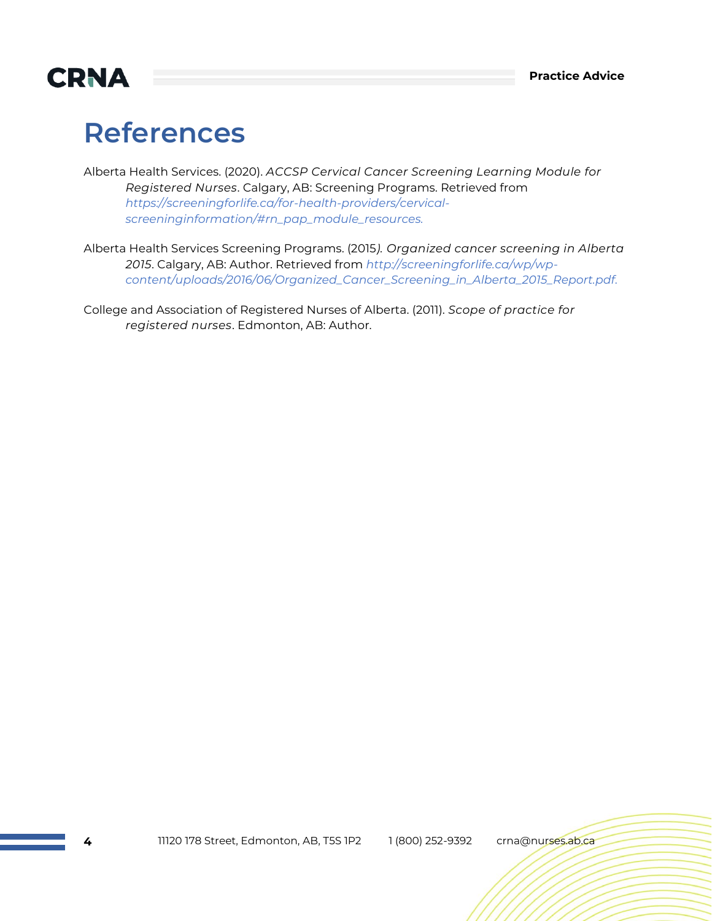# References

Alberta Health Services. (2020). *ACCSP Cervical Cancer Screening Learning Module for Registered Nurses*. Calgary, AB: Screening Programs. Retrieved from *https://screeningforlife.ca/for-health-providers/cervical-screeninginformation/#rn_pap_module_resources.*

Alberta Health Services Screening Programs. (2015*). Organized cancer screening in Alberta 2015*. Calgary, AB: Author. Retrieved from *http://screeningforlife.ca/wp/wp-content/uploads/2016/06/Organized_Cancer_Screening_in_Alberta_2015_Report.pdf.*

College and Association of Registered Nurses of Alberta. (2011). *Scope of practice for registered nurses*. Edmonton, AB: Author.